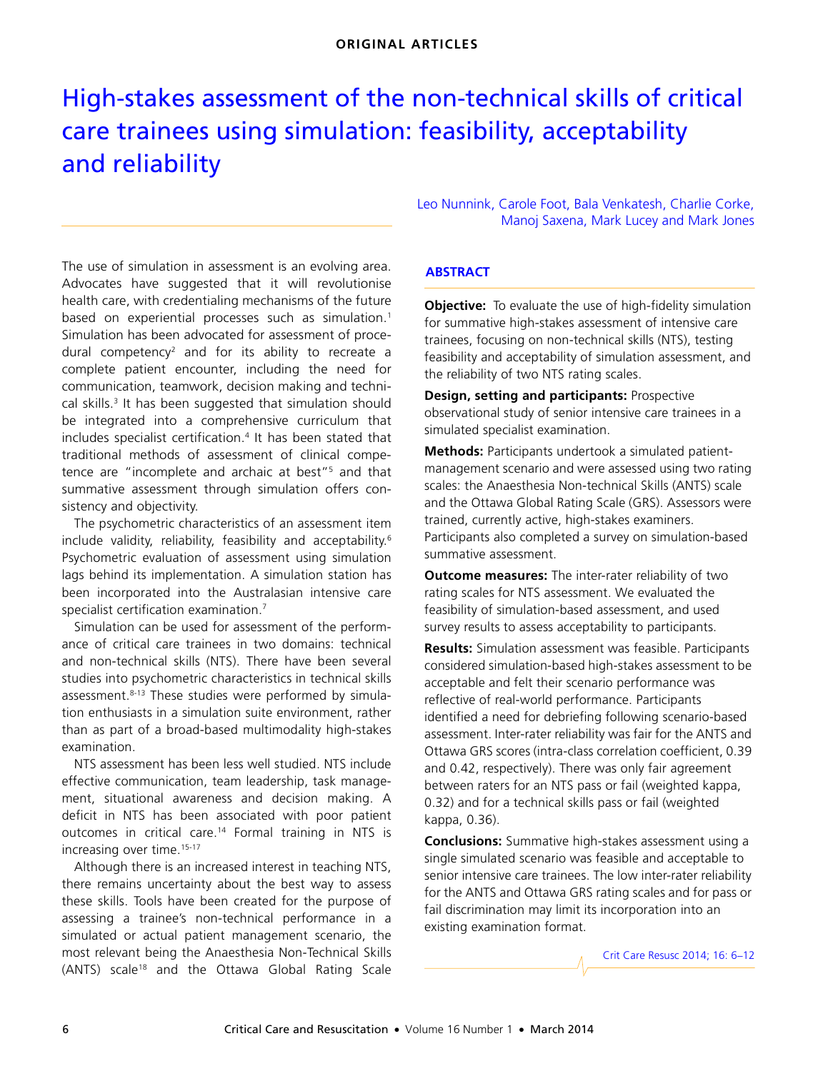ORIGINAL ARTICLES

# High-stakes assessment of the non-technical skills of critical care trainees using simulation: feasibility, acceptability and reliability

Leo Nunnink, Carole Foot, Bala Venkatesh, Charlie Corke, Manoj Saxena, Mark Lucey and Mark Jones

## ABSTRACT

**Objective:** To evaluate the use of high-fidelity simulation for summative high-stakes assessment of intensive care trainees, focusing on non-technical skills (NTS), testing feasibility and acceptability of simulation assessment, and the reliability of two NTS rating scales.

**Design, setting and participants:** Prospective observational study of senior intensive care trainees in a simulated specialist examination.

**Methods:** Participants undertook a simulated patient-management scenario and were assessed using two rating scales: the Anaesthesia Non-technical Skills (ANTS) scale and the Ottawa Global Rating Scale (GRS). Assessors were trained, currently active, high-stakes examiners. Participants also completed a survey on simulation-based summative assessment.

**Outcome measures:** The inter-rater reliability of two rating scales for NTS assessment. We evaluated the feasibility of simulation-based assessment, and used survey results to assess acceptability to participants.

**Results:** Simulation assessment was feasible. Participants considered simulation-based high-stakes assessment to be acceptable and felt their scenario performance was reflective of real-world performance. Participants identified a need for debriefing following scenario-based assessment. Inter-rater reliability was fair for the ANTS and Ottawa GRS scores (intra-class correlation coefficient, 0.39 and 0.42, respectively). There was only fair agreement between raters for an NTS pass or fail (weighted kappa, 0.32) and for a technical skills pass or fail (weighted kappa, 0.36).

**Conclusions:** Summative high-stakes assessment using a single simulated scenario was feasible and acceptable to senior intensive care trainees. The low inter-rater reliability for the ANTS and Ottawa GRS rating scales and for pass or fail discrimination may limit its incorporation into an existing examination format.

Crit Care Resusc 2014; 16: 6–12

The use of simulation in assessment is an evolving area. Advocates have suggested that it will revolutionise health care, with credentialing mechanisms of the future based on experiential processes such as simulation.[1] Simulation has been advocated for assessment of procedural competency[2] and for its ability to recreate a complete patient encounter, including the need for communication, teamwork, decision making and technical skills.[3] It has been suggested that simulation should be integrated into a comprehensive curriculum that includes specialist certification.[4] It has been stated that traditional methods of assessment of clinical competence are "incomplete and archaic at best"[5] and that summative assessment through simulation offers consistency and objectivity.

The psychometric characteristics of an assessment item include validity, reliability, feasibility and acceptability.[6] Psychometric evaluation of assessment using simulation lags behind its implementation. A simulation station has been incorporated into the Australasian intensive care specialist certification examination.[7]

Simulation can be used for assessment of the performance of critical care trainees in two domains: technical and non-technical skills (NTS). There have been several studies into psychometric characteristics in technical skills assessment.[8-13] These studies were performed by simulation enthusiasts in a simulation suite environment, rather than as part of a broad-based multimodality high-stakes examination.

NTS assessment has been less well studied. NTS include effective communication, team leadership, task management, situational awareness and decision making. A deficit in NTS has been associated with poor patient outcomes in critical care.[14] Formal training in NTS is increasing over time.[15-17]

Although there is an increased interest in teaching NTS, there remains uncertainty about the best way to assess these skills. Tools have been created for the purpose of assessing a trainee's non-technical performance in a simulated or actual patient management scenario, the most relevant being the Anaesthesia Non-Technical Skills (ANTS) scale[18] and the Ottawa Global Rating Scale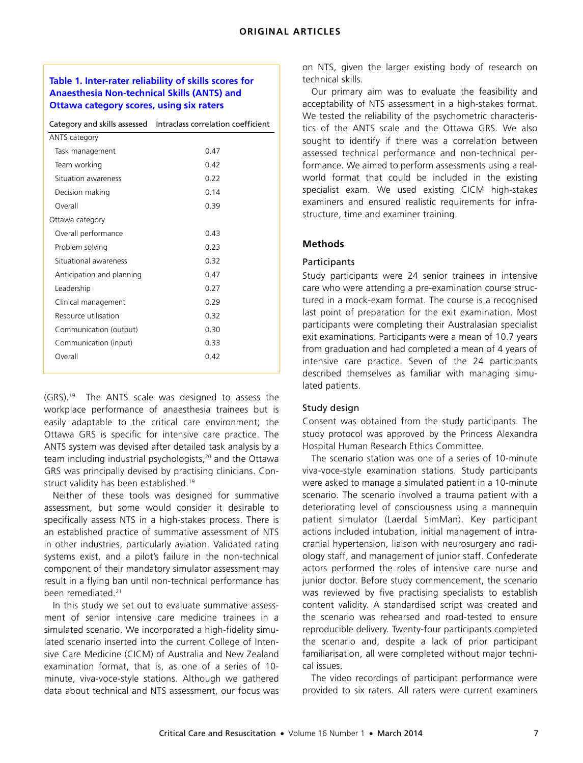**Table 1. Inter-rater reliability of skills scores for Anaesthesia Non-technical Skills (ANTS) and Ottawa category scores, using six raters**

| Category and skills assessed | Intraclass correlation coefficient |
|---|---|
| ANTS category | |
| Task management | 0.47 |
| Team working | 0.42 |
| Situation awareness | 0.22 |
| Decision making | 0.14 |
| Overall | 0.39 |
| Ottawa category | |
| Overall performance | 0.43 |
| Problem solving | 0.23 |
| Situational awareness | 0.32 |
| Anticipation and planning | 0.47 |
| Leadership | 0.27 |
| Clinical management | 0.29 |
| Resource utilisation | 0.32 |
| Communication (output) | 0.30 |
| Communication (input) | 0.33 |
| Overall | 0.42 |

(GRS).[19] The ANTS scale was designed to assess the workplace performance of anaesthesia trainees but is easily adaptable to the critical care environment; the Ottawa GRS is specific for intensive care practice. The ANTS system was devised after detailed task analysis by a team including industrial psychologists,[20] and the Ottawa GRS was principally devised by practising clinicians. Construct validity has been established.[19]

Neither of these tools was designed for summative assessment, but some would consider it desirable to specifically assess NTS in a high-stakes process. There is an established practice of summative assessment of NTS in other industries, particularly aviation. Validated rating systems exist, and a pilot's failure in the non-technical component of their mandatory simulator assessment may result in a flying ban until non-technical performance has been remediated.[21]

In this study we set out to evaluate summative assessment of senior intensive care medicine trainees in a simulated scenario. We incorporated a high-fidelity simulated scenario inserted into the current College of Intensive Care Medicine (CICM) of Australia and New Zealand examination format, that is, as one of a series of 10-minute, viva-voce-style stations. Although we gathered data about technical and NTS assessment, our focus was on NTS, given the larger existing body of research on technical skills.

Our primary aim was to evaluate the feasibility and acceptability of NTS assessment in a high-stakes format. We tested the reliability of the psychometric characteristics of the ANTS scale and the Ottawa GRS. We also sought to identify if there was a correlation between assessed technical performance and non-technical performance. We aimed to perform assessments using a real-world format that could be included in the existing specialist exam. We used existing CICM high-stakes examiners and ensured realistic requirements for infrastructure, time and examiner training.

## Methods

### Participants

Study participants were 24 senior trainees in intensive care who were attending a pre-examination course structured in a mock-exam format. The course is a recognised last point of preparation for the exit examination. Most participants were completing their Australasian specialist exit examinations. Participants were a mean of 10.7 years from graduation and had completed a mean of 4 years of intensive care practice. Seven of the 24 participants described themselves as familiar with managing simulated patients.

### Study design

Consent was obtained from the study participants. The study protocol was approved by the Princess Alexandra Hospital Human Research Ethics Committee.

The scenario station was one of a series of 10-minute viva-voce-style examination stations. Study participants were asked to manage a simulated patient in a 10-minute scenario. The scenario involved a trauma patient with a deteriorating level of consciousness using a mannequin patient simulator (Laerdal SimMan). Key participant actions included intubation, initial management of intracranial hypertension, liaison with neurosurgery and radiology staff, and management of junior staff. Confederate actors performed the roles of intensive care nurse and junior doctor. Before study commencement, the scenario was reviewed by five practising specialists to establish content validity. A standardised script was created and the scenario was rehearsed and road-tested to ensure reproducible delivery. Twenty-four participants completed the scenario and, despite a lack of prior participant familiarisation, all were completed without major technical issues.

The video recordings of participant performance were provided to six raters. All raters were current examiners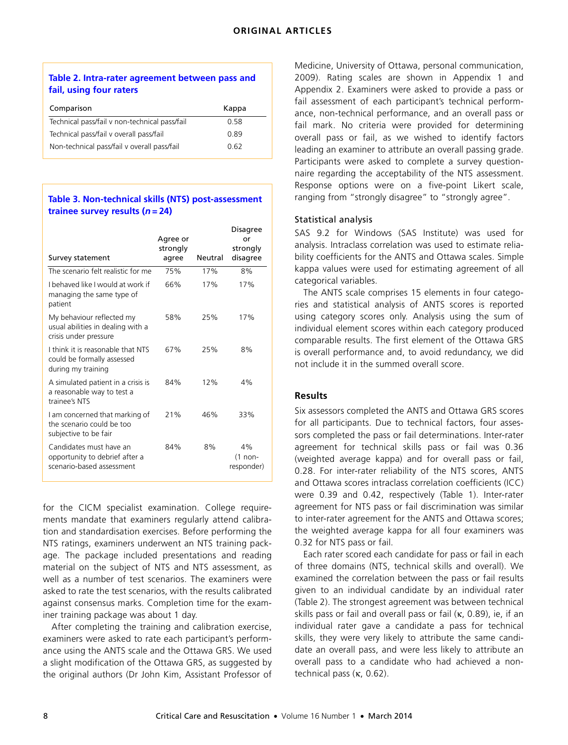**Table 2. Intra-rater agreement between pass and fail, using four raters**

| Comparison | Kappa |
|---|---|
| Technical pass/fail v non-technical pass/fail | 0.58 |
| Technical pass/fail v overall pass/fail | 0.89 |
| Non-technical pass/fail v overall pass/fail | 0.62 |

**Table 3. Non-technical skills (NTS) post-assessment trainee survey results ($n = 24$)**

| Survey statement | Agree or strongly agree | Neutral | Disagree or strongly disagree |
|---|---|---|---|
| The scenario felt realistic for me | 75% | 17% | 8% |
| I behaved like I would at work if managing the same type of patient | 66% | 17% | 17% |
| My behaviour reflected my usual abilities in dealing with a crisis under pressure | 58% | 25% | 17% |
| I think it is reasonable that NTS could be formally assessed during my training | 67% | 25% | 8% |
| A simulated patient in a crisis is a reasonable way to test a trainee's NTS | 84% | 12% | 4% |
| I am concerned that marking of the scenario could be too subjective to be fair | 21% | 46% | 33% |
| Candidates must have an opportunity to debrief after a scenario-based assessment | 84% | 8% | 4% (1 non-responder) |

for the CICM specialist examination. College requirements mandate that examiners regularly attend calibration and standardisation exercises. Before performing the NTS ratings, examiners underwent an NTS training package. The package included presentations and reading material on the subject of NTS and NTS assessment, as well as a number of test scenarios. The examiners were asked to rate the test scenarios, with the results calibrated against consensus marks. Completion time for the examiner training package was about 1 day.

After completing the training and calibration exercise, examiners were asked to rate each participant's performance using the ANTS scale and the Ottawa GRS. We used a slight modification of the Ottawa GRS, as suggested by the original authors (Dr John Kim, Assistant Professor of Medicine, University of Ottawa, personal communication, 2009). Rating scales are shown in Appendix 1 and Appendix 2. Examiners were asked to provide a pass or fail assessment of each participant's technical performance, non-technical performance, and an overall pass or fail mark. No criteria were provided for determining overall pass or fail, as we wished to identify factors leading an examiner to attribute an overall passing grade. Participants were asked to complete a survey questionnaire regarding the acceptability of the NTS assessment. Response options were on a five-point Likert scale, ranging from "strongly disagree" to "strongly agree".

### Statistical analysis

SAS 9.2 for Windows (SAS Institute) was used for analysis. Intraclass correlation was used to estimate reliability coefficients for the ANTS and Ottawa scales. Simple kappa values were used for estimating agreement of all categorical variables.

The ANTS scale comprises 15 elements in four categories and statistical analysis of ANTS scores is reported using category scores only. Analysis using the sum of individual element scores within each category produced comparable results. The first element of the Ottawa GRS is overall performance and, to avoid redundancy, we did not include it in the summed overall score.

## Results

Six assessors completed the ANTS and Ottawa GRS scores for all participants. Due to technical factors, four assessors completed the pass or fail determinations. Inter-rater agreement for technical skills pass or fail was 0.36 (weighted average kappa) and for overall pass or fail, 0.28. For inter-rater reliability of the NTS scores, ANTS and Ottawa scores intraclass correlation coefficients (ICC) were 0.39 and 0.42, respectively (Table 1). Inter-rater agreement for NTS pass or fail discrimination was similar to inter-rater agreement for the ANTS and Ottawa scores; the weighted average kappa for all four examiners was 0.32 for NTS pass or fail.

Each rater scored each candidate for pass or fail in each of three domains (NTS, technical skills and overall). We examined the correlation between the pass or fail results given to an individual candidate by an individual rater (Table 2). The strongest agreement was between technical skills pass or fail and overall pass or fail ($\kappa$, 0.89), ie, if an individual rater gave a candidate a pass for technical skills, they were very likely to attribute the same candidate an overall pass, and were less likely to attribute an overall pass to a candidate who had achieved a non-technical pass ($\kappa$, 0.62).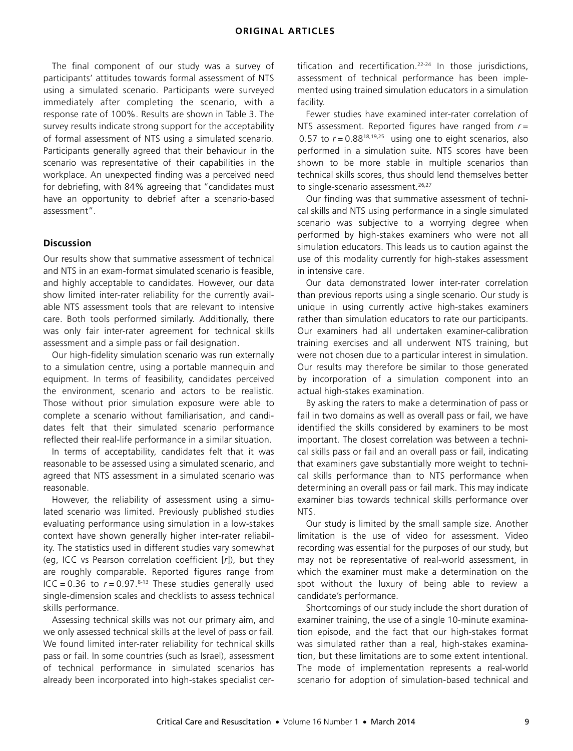The final component of our study was a survey of participants' attitudes towards formal assessment of NTS using a simulated scenario. Participants were surveyed immediately after completing the scenario, with a response rate of 100%. Results are shown in Table 3. The survey results indicate strong support for the acceptability of formal assessment of NTS using a simulated scenario. Participants generally agreed that their behaviour in the scenario was representative of their capabilities in the workplace. An unexpected finding was a perceived need for debriefing, with 84% agreeing that "candidates must have an opportunity to debrief after a scenario-based assessment".

## Discussion

Our results show that summative assessment of technical and NTS in an exam-format simulated scenario is feasible, and highly acceptable to candidates. However, our data show limited inter-rater reliability for the currently available NTS assessment tools that are relevant to intensive care. Both tools performed similarly. Additionally, there was only fair inter-rater agreement for technical skills assessment and a simple pass or fail designation.

Our high-fidelity simulation scenario was run externally to a simulation centre, using a portable mannequin and equipment. In terms of feasibility, candidates perceived the environment, scenario and actors to be realistic. Those without prior simulation exposure were able to complete a scenario without familiarisation, and candidates felt that their simulated scenario performance reflected their real-life performance in a similar situation.

In terms of acceptability, candidates felt that it was reasonable to be assessed using a simulated scenario, and agreed that NTS assessment in a simulated scenario was reasonable.

However, the reliability of assessment using a simulated scenario was limited. Previously published studies evaluating performance using simulation in a low-stakes context have shown generally higher inter-rater reliability. The statistics used in different studies vary somewhat (eg, ICC vs Pearson correlation coefficient [*r*]), but they are roughly comparable. Reported figures range from ICC = 0.36 to $r = 0.97$.[8-13] These studies generally used single-dimension scales and checklists to assess technical skills performance.

Assessing technical skills was not our primary aim, and we only assessed technical skills at the level of pass or fail. We found limited inter-rater reliability for technical skills pass or fail. In some countries (such as Israel), assessment of technical performance in simulated scenarios has already been incorporated into high-stakes specialist certification and recertification.[22-24] In those jurisdictions, assessment of technical performance has been implemented using trained simulation educators in a simulation facility.

Fewer studies have examined inter-rater correlation of NTS assessment. Reported figures have ranged from $r = 0.57$ to $r = 0.88$[18,19,25] using one to eight scenarios, also performed in a simulation suite. NTS scores have been shown to be more stable in multiple scenarios than technical skills scores, thus should lend themselves better to single-scenario assessment.[26,27]

Our finding was that summative assessment of technical skills and NTS using performance in a single simulated scenario was subjective to a worrying degree when performed by high-stakes examiners who were not all simulation educators. This leads us to caution against the use of this modality currently for high-stakes assessment in intensive care.

Our data demonstrated lower inter-rater correlation than previous reports using a single scenario. Our study is unique in using currently active high-stakes examiners rather than simulation educators to rate our participants. Our examiners had all undertaken examiner-calibration training exercises and all underwent NTS training, but were not chosen due to a particular interest in simulation. Our results may therefore be similar to those generated by incorporation of a simulation component into an actual high-stakes examination.

By asking the raters to make a determination of pass or fail in two domains as well as overall pass or fail, we have identified the skills considered by examiners to be most important. The closest correlation was between a technical skills pass or fail and an overall pass or fail, indicating that examiners gave substantially more weight to technical skills performance than to NTS performance when determining an overall pass or fail mark. This may indicate examiner bias towards technical skills performance over NTS.

Our study is limited by the small sample size. Another limitation is the use of video for assessment. Video recording was essential for the purposes of our study, but may not be representative of real-world assessment, in which the examiner must make a determination on the spot without the luxury of being able to review a candidate's performance.

Shortcomings of our study include the short duration of examiner training, the use of a single 10-minute examination episode, and the fact that our high-stakes format was simulated rather than a real, high-stakes examination, but these limitations are to some extent intentional. The mode of implementation represents a real-world scenario for adoption of simulation-based technical and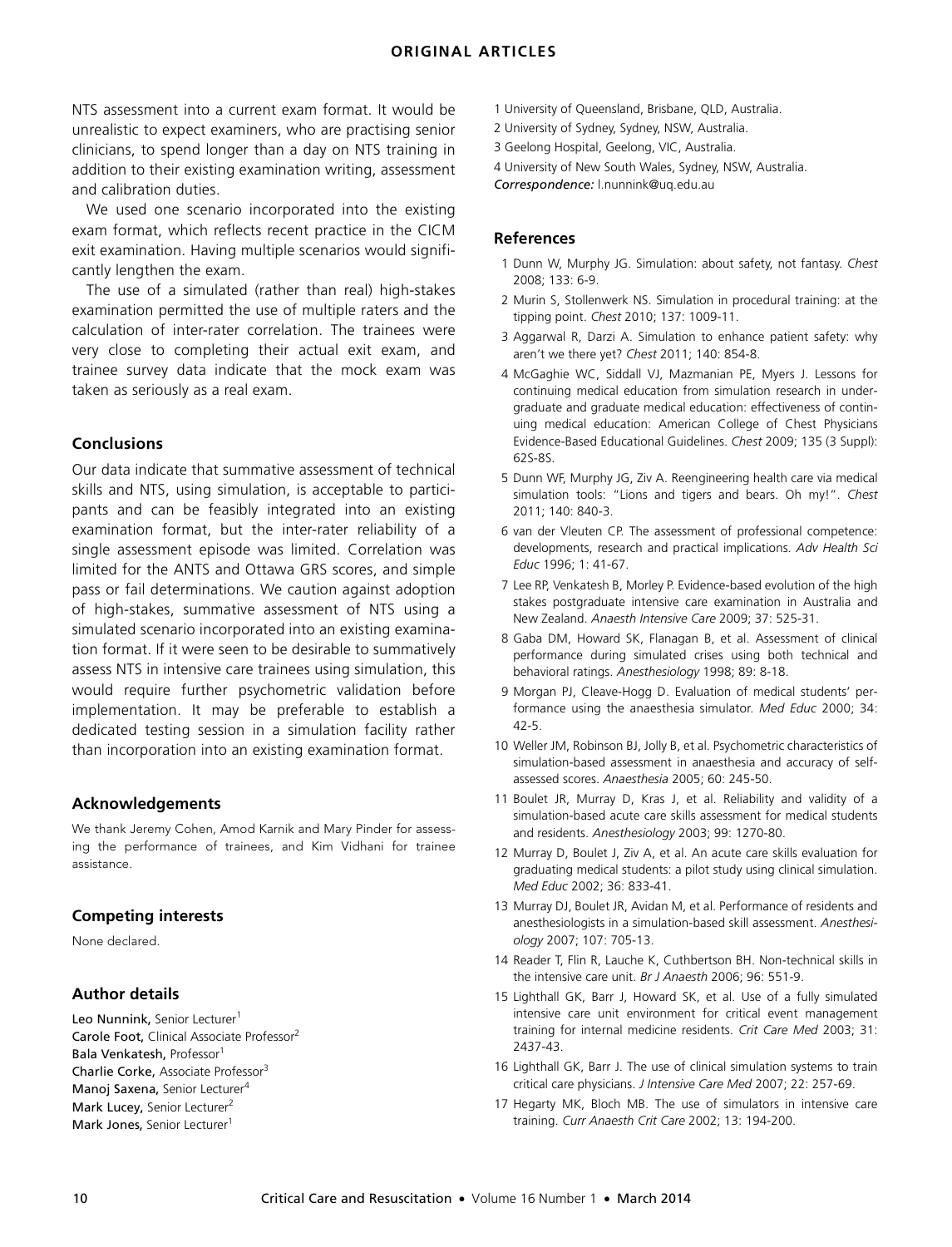NTS assessment into a current exam format. It would be unrealistic to expect examiners, who are practising senior clinicians, to spend longer than a day on NTS training in addition to their existing examination writing, assessment and calibration duties.

We used one scenario incorporated into the existing exam format, which reflects recent practice in the CICM exit examination. Having multiple scenarios would significantly lengthen the exam.

The use of a simulated (rather than real) high-stakes examination permitted the use of multiple raters and the calculation of inter-rater correlation. The trainees were very close to completing their actual exit exam, and trainee survey data indicate that the mock exam was taken as seriously as a real exam.

## Conclusions

Our data indicate that summative assessment of technical skills and NTS, using simulation, is acceptable to participants and can be feasibly integrated into an existing examination format, but the inter-rater reliability of a single assessment episode was limited. Correlation was limited for the ANTS and Ottawa GRS scores, and simple pass or fail determinations. We caution against adoption of high-stakes, summative assessment of NTS using a simulated scenario incorporated into an existing examination format. If it were seen to be desirable to summatively assess NTS in intensive care trainees using simulation, this would require further psychometric validation before implementation. It may be preferable to establish a dedicated testing session in a simulation facility rather than incorporation into an existing examination format.

## Acknowledgements

We thank Jeremy Cohen, Amod Karnik and Mary Pinder for assessing the performance of trainees, and Kim Vidhani for trainee assistance.

## Competing interests

None declared.

## Author details

**Leo Nunnink,** Senior Lecturer[1]
**Carole Foot,** Clinical Associate Professor[2]
**Bala Venkatesh,** Professor[1]
**Charlie Corke,** Associate Professor[3]
**Manoj Saxena,** Senior Lecturer[4]
**Mark Lucey,** Senior Lecturer[2]
**Mark Jones,** Senior Lecturer[1]

1 University of Queensland, Brisbane, QLD, Australia.
2 University of Sydney, Sydney, NSW, Australia.
3 Geelong Hospital, Geelong, VIC, Australia.
4 University of New South Wales, Sydney, NSW, Australia.
*Correspondence:* l.nunnink@uq.edu.au

## References

1 Dunn W, Murphy JG. Simulation: about safety, not fantasy. *Chest* 2008; 133: 6-9.
2 Murin S, Stollenwerk NS. Simulation in procedural training: at the tipping point. *Chest* 2010; 137: 1009-11.
3 Aggarwal R, Darzi A. Simulation to enhance patient safety: why aren't we there yet? *Chest* 2011; 140: 854-8.
4 McGaghie WC, Siddall VJ, Mazmanian PE, Myers J. Lessons for continuing medical education from simulation research in undergraduate and graduate medical education: effectiveness of continuing medical education: American College of Chest Physicians Evidence-Based Educational Guidelines. *Chest* 2009; 135 (3 Suppl): 62S-8S.
5 Dunn WF, Murphy JG, Ziv A. Reengineering health care via medical simulation tools: "Lions and tigers and bears. Oh my!". *Chest* 2011; 140: 840-3.
6 van der Vleuten CP. The assessment of professional competence: developments, research and practical implications. *Adv Health Sci Educ* 1996; 1: 41-67.
7 Lee RP, Venkatesh B, Morley P. Evidence-based evolution of the high stakes postgraduate intensive care examination in Australia and New Zealand. *Anaesth Intensive Care* 2009; 37: 525-31.
8 Gaba DM, Howard SK, Flanagan B, et al. Assessment of clinical performance during simulated crises using both technical and behavioral ratings. *Anesthesiology* 1998; 89: 8-18.
9 Morgan PJ, Cleave-Hogg D. Evaluation of medical students' performance using the anaesthesia simulator. *Med Educ* 2000; 34: 42-5.
10 Weller JM, Robinson BJ, Jolly B, et al. Psychometric characteristics of simulation-based assessment in anaesthesia and accuracy of self-assessed scores. *Anaesthesia* 2005; 60: 245-50.
11 Boulet JR, Murray D, Kras J, et al. Reliability and validity of a simulation-based acute care skills assessment for medical students and residents. *Anesthesiology* 2003; 99: 1270-80.
12 Murray D, Boulet J, Ziv A, et al. An acute care skills evaluation for graduating medical students: a pilot study using clinical simulation. *Med Educ* 2002; 36: 833-41.
13 Murray DJ, Boulet JR, Avidan M, et al. Performance of residents and anesthesiologists in a simulation-based skill assessment. *Anesthesiology* 2007; 107: 705-13.
14 Reader T, Flin R, Lauche K, Cuthbertson BH. Non-technical skills in the intensive care unit. *Br J Anaesth* 2006; 96: 551-9.
15 Lighthall GK, Barr J, Howard SK, et al. Use of a fully simulated intensive care unit environment for critical event management training for internal medicine residents. *Crit Care Med* 2003; 31: 2437-43.
16 Lighthall GK, Barr J. The use of clinical simulation systems to train critical care physicians. *J Intensive Care Med* 2007; 22: 257-69.
17 Hegarty MK, Bloch MB. The use of simulators in intensive care training. *Curr Anaesth Crit Care* 2002; 13: 194-200.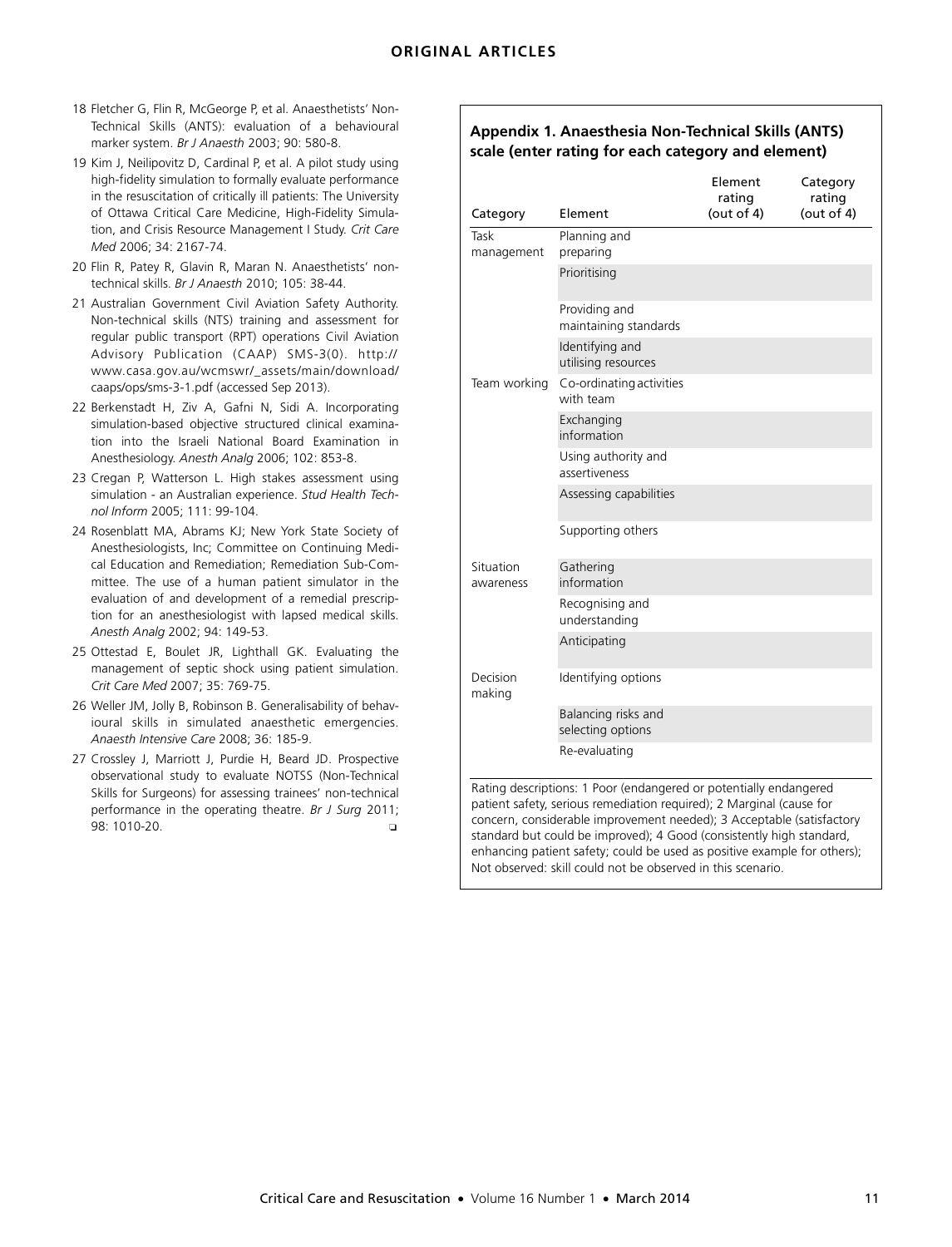18 Fletcher G, Flin R, McGeorge P, et al. Anaesthetists' Non-Technical Skills (ANTS): evaluation of a behavioural marker system. *Br J Anaesth* 2003; 90: 580-8.

19 Kim J, Neilipovitz D, Cardinal P, et al. A pilot study using high-fidelity simulation to formally evaluate performance in the resuscitation of critically ill patients: The University of Ottawa Critical Care Medicine, High-Fidelity Simulation, and Crisis Resource Management I Study. *Crit Care Med* 2006; 34: 2167-74.

20 Flin R, Patey R, Glavin R, Maran N. Anaesthetists' non-technical skills. *Br J Anaesth* 2010; 105: 38-44.

21 Australian Government Civil Aviation Safety Authority. Non-technical skills (NTS) training and assessment for regular public transport (RPT) operations Civil Aviation Advisory Publication (CAAP) SMS-3(0). http://www.casa.gov.au/wcmswr/_assets/main/download/caaps/ops/sms-3-1.pdf (accessed Sep 2013).

22 Berkenstadt H, Ziv A, Gafni N, Sidi A. Incorporating simulation-based objective structured clinical examination into the Israeli National Board Examination in Anesthesiology. *Anesth Analg* 2006; 102: 853-8.

23 Cregan P, Watterson L. High stakes assessment using simulation - an Australian experience. *Stud Health Technol Inform* 2005; 111: 99-104.

24 Rosenblatt MA, Abrams KJ; New York State Society of Anesthesiologists, Inc; Committee on Continuing Medical Education and Remediation; Remediation Sub-Committee. The use of a human patient simulator in the evaluation of and development of a remedial prescription for an anesthesiologist with lapsed medical skills. *Anesth Analg* 2002; 94: 149-53.

25 Ottestad E, Boulet JR, Lighthall GK. Evaluating the management of septic shock using patient simulation. *Crit Care Med* 2007; 35: 769-75.

26 Weller JM, Jolly B, Robinson B. Generalisability of behavioural skills in simulated anaesthetic emergencies. *Anaesth Intensive Care* 2008; 36: 185-9.

27 Crossley J, Marriott J, Purdie H, Beard JD. Prospective observational study to evaluate NOTSS (Non-Technical Skills for Surgeons) for assessing trainees' non-technical performance in the operating theatre. *Br J Surg* 2011; 98: 1010-20. ❑

### Appendix 1. Anaesthesia Non-Technical Skills (ANTS) scale (enter rating for each category and element)

| Category | Element | Element rating (out of 4) | Category rating (out of 4) |
|---|---|---|---|
| Task management | Planning and preparing | | |
| | Prioritising | | |
| | Providing and maintaining standards | | |
| | Identifying and utilising resources | | |
| Team working | Co-ordinating activities with team | | |
| | Exchanging information | | |
| | Using authority and assertiveness | | |
| | Assessing capabilities | | |
| | Supporting others | | |
| Situation awareness | Gathering information | | |
| | Recognising and understanding | | |
| | Anticipating | | |
| Decision making | Identifying options | | |
| | Balancing risks and selecting options | | |
| | Re-evaluating | | |

Rating descriptions: 1 Poor (endangered or potentially endangered patient safety, serious remediation required); 2 Marginal (cause for concern, considerable improvement needed); 3 Acceptable (satisfactory standard but could be improved); 4 Good (consistently high standard, enhancing patient safety; could be used as positive example for others); Not observed: skill could not be observed in this scenario.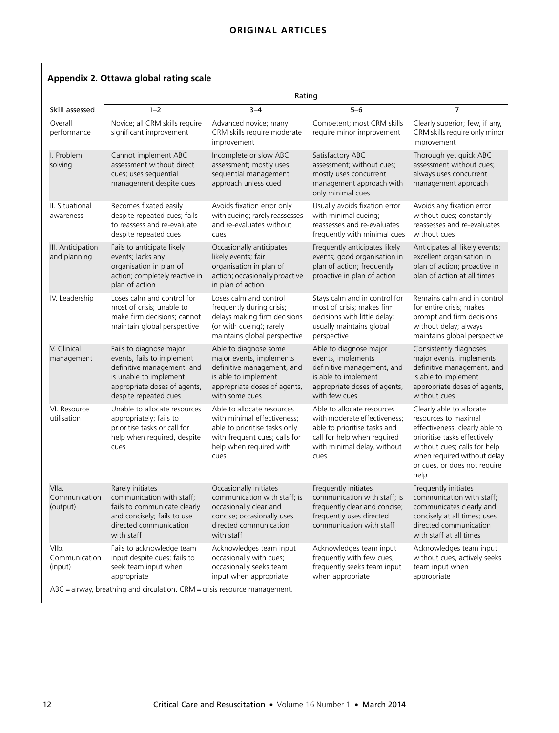## Appendix 2. Ottawa global rating scale

| Skill assessed | Rating | | | |
|---|---|---|---|---|
| | 1–2 | 3–4 | 5–6 | 7 |
| Overall performance | Novice; all CRM skills require significant improvement | Advanced novice; many CRM skills require moderate improvement | Competent; most CRM skills require minor improvement | Clearly superior; few, if any, CRM skills require only minor improvement |
| I. Problem solving | Cannot implement ABC assessment without direct cues; uses sequential management despite cues | Incomplete or slow ABC assessment; mostly uses sequential management approach unless cued | Satisfactory ABC assessment; without cues; mostly uses concurrent management approach with only minimal cues | Thorough yet quick ABC assessment without cues; always uses concurrent management approach |
| II. Situational awareness | Becomes fixated easily despite repeated cues; fails to reassess and re-evaluate despite repeated cues | Avoids fixation error only with cueing; rarely reassesses and re-evaluates without cues | Usually avoids fixation error with minimal cueing; reassesses and re-evaluates frequently with minimal cues | Avoids any fixation error without cues; constantly reassesses and re-evaluates without cues |
| III. Anticipation and planning | Fails to anticipate likely events; lacks any organisation in plan of action; completely reactive in plan of action | Occasionally anticipates likely events; fair organisation in plan of action; occasionally proactive in plan of action | Frequently anticipates likely events; good organisation in plan of action; frequently proactive in plan of action | Anticipates all likely events; excellent organisation in plan of action; proactive in plan of action at all times |
| IV. Leadership | Loses calm and control for most of crisis; unable to make firm decisions; cannot maintain global perspective | Loses calm and control frequently during crisis; delays making firm decisions (or with cueing); rarely maintains global perspective | Stays calm and in control for most of crisis; makes firm decisions with little delay; usually maintains global perspective | Remains calm and in control for entire crisis; makes prompt and firm decisions without delay; always maintains global perspective |
| V. Clinical management | Fails to diagnose major events, fails to implement definitive management, and is unable to implement appropriate doses of agents, despite repeated cues | Able to diagnose some major events, implements definitive management, and is able to implement appropriate doses of agents, with some cues | Able to diagnose major events, implements definitive management, and is able to implement appropriate doses of agents, with few cues | Consistently diagnoses major events, implements definitive management, and is able to implement appropriate doses of agents, without cues |
| VI. Resource utilisation | Unable to allocate resources appropriately; fails to prioritise tasks or call for help when required, despite cues | Able to allocate resources with minimal effectiveness; able to prioritise tasks only with frequent cues; calls for help when required with cues | Able to allocate resources with moderate effectiveness; able to prioritise tasks and call for help when required with minimal delay, without cues | Clearly able to allocate resources to maximal effectiveness; clearly able to prioritise tasks effectively without cues; calls for help when required without delay or cues, or does not require help |
| VIIa. Communication (output) | Rarely initiates communication with staff; fails to communicate clearly and concisely; fails to use directed communication with staff | Occasionally initiates communication with staff; is occasionally clear and concise; occasionally uses directed communication with staff | Frequently initiates communication with staff; is frequently clear and concise; frequently uses directed communication with staff | Frequently initiates communication with staff; communicates clearly and concisely at all times; uses directed communication with staff at all times |
| VIIb. Communication (input) | Fails to acknowledge team input despite cues; fails to seek team input when appropriate | Acknowledges team input occasionally with cues; occasionally seeks team input when appropriate | Acknowledges team input frequently with few cues; frequently seeks team input when appropriate | Acknowledges team input without cues, actively seeks team input when appropriate |

ABC = airway, breathing and circulation. CRM = crisis resource management.